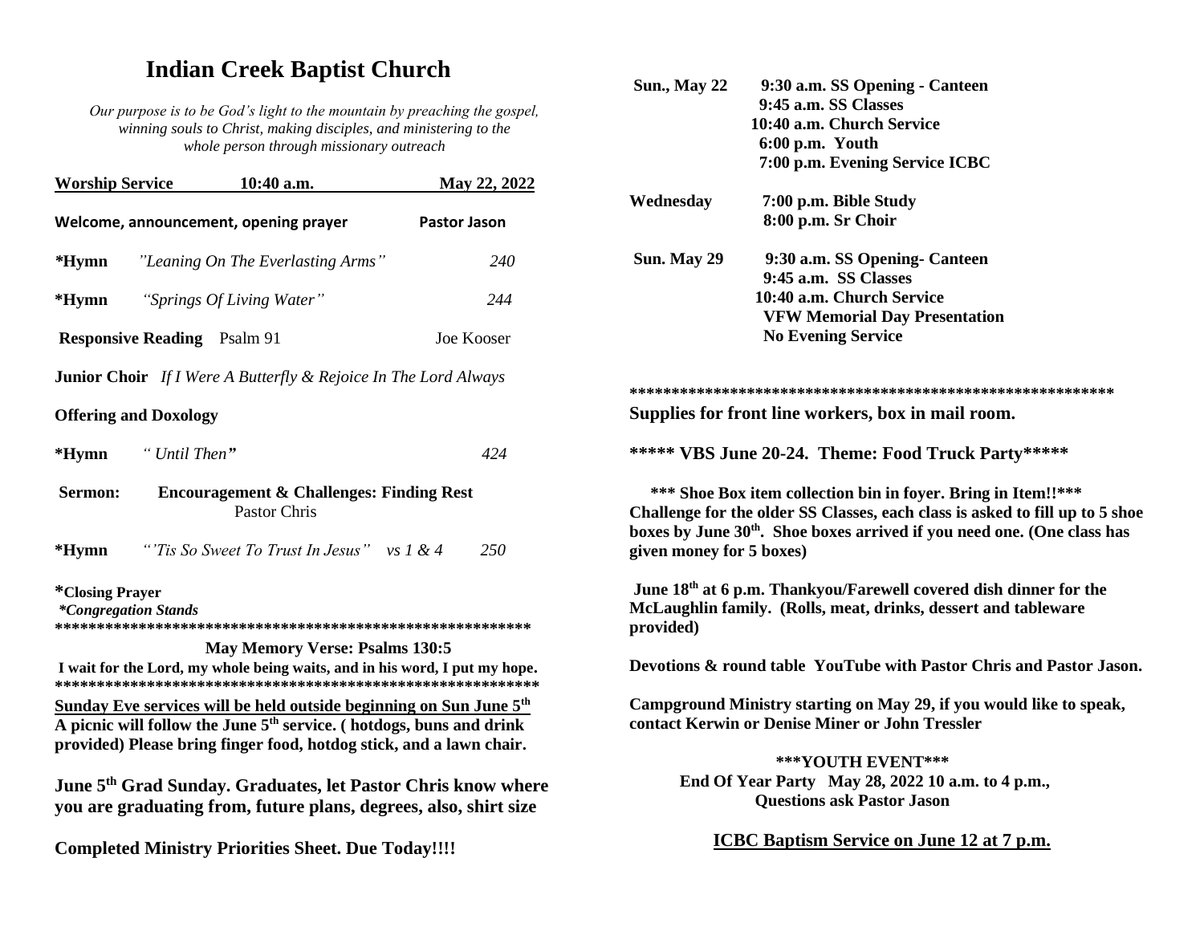# Indian Creek Baptist Church

*Our purpose is to be God's light to the mountain by preaching the gospel, winning souls to Christ, making disciples, and ministering to the whole person through missionary outreach*

**Worship Service 10:40 a.m. May 22, 2022**

**Welcome, announcement, opening prayer** **Pastor Jason**

***Hymn** *"Leaning On The Everlasting Arms"* *240*

***Hymn** *"Springs Of Living Water"* *244*

**Responsive Reading** Psalm 91 Joe Kooser

**Junior Choir** *If I Were A Butterfly & Rejoice In The Lord Always*

**Offering and Doxology**

***Hymn** *" Until Then"* *424*

**Sermon:** **Encouragement & Challenges: Finding Rest**
Pastor Chris

***Hymn** *"'Tis So Sweet To Trust In Jesus" vs 1 & 4* *250*

***Closing Prayer**
***Congregation Stands***

************************************************************

**May Memory Verse: Psalms 130:5**

**I wait for the Lord, my whole being waits, and in his word, I put my hope.**

************************************************************

**Sunday Eve services will be held outside beginning on Sun June 5th**
**A picnic will follow the June 5th service. ( hotdogs, buns and drink provided) Please bring finger food, hotdog stick, and a lawn chair.**

**June 5th Grad Sunday. Graduates, let Pastor Chris know where you are graduating from, future plans, degrees, also, shirt size**

**Completed Ministry Priorities Sheet. Due Today!!!!**

**Sun., May 22**
- **9:30 a.m. SS Opening - Canteen**
- **9:45 a.m. SS Classes**
- **10:40 a.m. Church Service**
- **6:00 p.m. Youth**
- **7:00 p.m. Evening Service ICBC**

**Wednesday**
- **7:00 p.m. Bible Study**
- **8:00 p.m. Sr Choir**

**Sun. May 29**
- **9:30 a.m. SS Opening- Canteen**
- **9:45 a.m. SS Classes**
- **10:40 a.m. Church Service**
- **VFW Memorial Day Presentation**
- **No Evening Service**

************************************************************

**Supplies for front line workers, box in mail room.**

**\*\*\*\*\* VBS June 20-24. Theme: Food Truck Party\*\*\*\*\***

**\*\*\* Shoe Box item collection bin in foyer. Bring in Item!!\*\*\* Challenge for the older SS Classes, each class is asked to fill up to 5 shoe boxes by June 30th. Shoe boxes arrived if you need one. (One class has given money for 5 boxes)**

**June 18th at 6 p.m. Thankyou/Farewell covered dish dinner for the McLaughlin family. (Rolls, meat, drinks, dessert and tableware provided)**

**Devotions & round table YouTube with Pastor Chris and Pastor Jason.**

**Campground Ministry starting on May 29, if you would like to speak, contact Kerwin or Denise Miner or John Tressler**

**\*\*\*YOUTH EVENT\*\*\***
**End Of Year Party May 28, 2022 10 a.m. to 4 p.m.,**
**Questions ask Pastor Jason**

**ICBC Baptism Service on June 12 at 7 p.m.**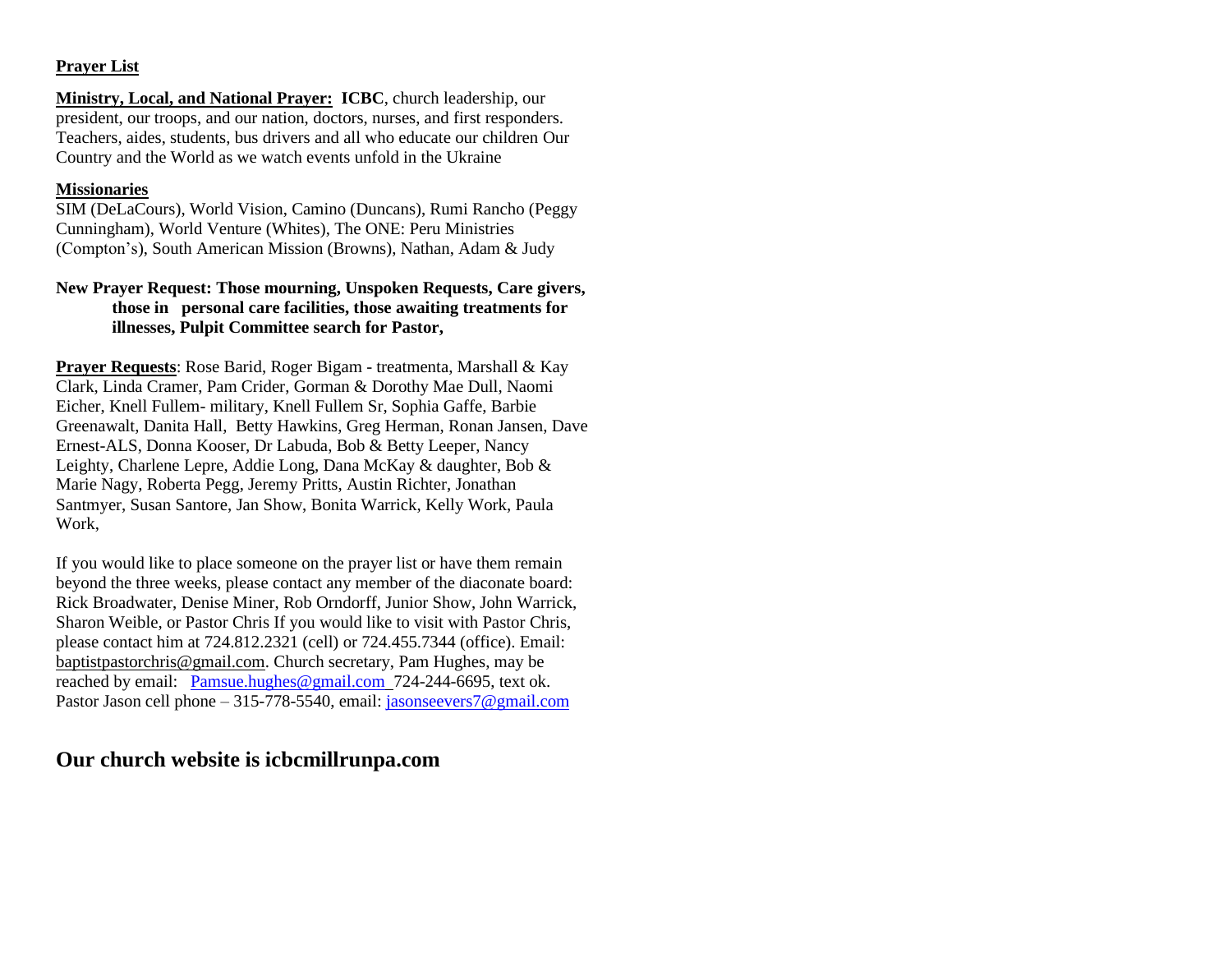**Prayer List**

**Ministry, Local, and National Prayer:** **ICBC**, church leadership, our president, our troops, and our nation, doctors, nurses, and first responders. Teachers, aides, students, bus drivers and all who educate our children Our Country and the World as we watch events unfold in the Ukraine

**Missionaries**

SIM (DeLaCours), World Vision, Camino (Duncans), Rumi Rancho (Peggy Cunningham), World Venture (Whites), The ONE: Peru Ministries (Compton's), South American Mission (Browns), Nathan, Adam & Judy

**New Prayer Request: Those mourning, Unspoken Requests, Care givers, those in personal care facilities, those awaiting treatments for illnesses, Pulpit Committee search for Pastor,**

**Prayer Requests**: Rose Barid, Roger Bigam - treatmenta, Marshall & Kay Clark, Linda Cramer, Pam Crider, Gorman & Dorothy Mae Dull, Naomi Eicher, Knell Fullem- military, Knell Fullem Sr, Sophia Gaffe, Barbie Greenawalt, Danita Hall, Betty Hawkins, Greg Herman, Ronan Jansen, Dave Ernest-ALS, Donna Kooser, Dr Labuda, Bob & Betty Leeper, Nancy Leighty, Charlene Lepre, Addie Long, Dana McKay & daughter, Bob & Marie Nagy, Roberta Pegg, Jeremy Pritts, Austin Richter, Jonathan Santmyer, Susan Santore, Jan Show, Bonita Warrick, Kelly Work, Paula Work,

If you would like to place someone on the prayer list or have them remain beyond the three weeks, please contact any member of the diaconate board: Rick Broadwater, Denise Miner, Rob Orndorff, Junior Show, John Warrick, Sharon Weible, or Pastor Chris If you would like to visit with Pastor Chris, please contact him at 724.812.2321 (cell) or 724.455.7344 (office). Email: baptistpastorchris@gmail.com. Church secretary, Pam Hughes, may be reached by email: Pamsue.hughes@gmail.com 724-244-6695, text ok. Pastor Jason cell phone – 315-778-5540, email: jasonseevers7@gmail.com

## Our church website is icbcmillrunpa.com